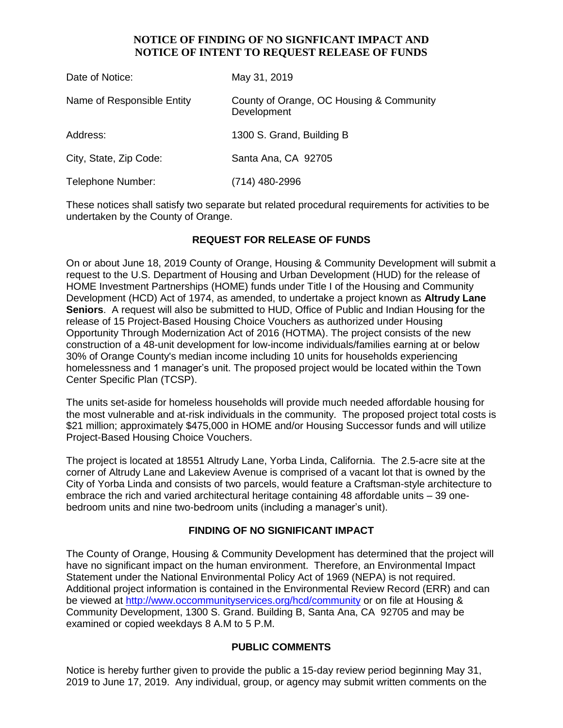# NOTICE OF FINDING OF NO SIGNFICANT IMPACT AND NOTICE OF INTENT TO REQUEST RELEASE OF FUNDS

| | |
|---|---|
| Date of Notice: | May 31, 2019 |
| Name of Responsible Entity | County of Orange, OC Housing & Community Development |
| Address: | 1300 S. Grand, Building B |
| City, State, Zip Code: | Santa Ana, CA 92705 |
| Telephone Number: | (714) 480-2996 |

These notices shall satisfy two separate but related procedural requirements for activities to be undertaken by the County of Orange.

## REQUEST FOR RELEASE OF FUNDS

On or about June 18, 2019 County of Orange, Housing & Community Development will submit a request to the U.S. Department of Housing and Urban Development (HUD) for the release of HOME Investment Partnerships (HOME) funds under Title I of the Housing and Community Development (HCD) Act of 1974, as amended, to undertake a project known as **Altrudy Lane Seniors**. A request will also be submitted to HUD, Office of Public and Indian Housing for the release of 15 Project-Based Housing Choice Vouchers as authorized under Housing Opportunity Through Modernization Act of 2016 (HOTMA). The project consists of the new construction of a 48-unit development for low-income individuals/families earning at or below 30% of Orange County's median income including 10 units for households experiencing homelessness and 1 manager's unit. The proposed project would be located within the Town Center Specific Plan (TCSP).

The units set-aside for homeless households will provide much needed affordable housing for the most vulnerable and at-risk individuals in the community. The proposed project total costs is $21 million; approximately $475,000 in HOME and/or Housing Successor funds and will utilize Project-Based Housing Choice Vouchers.

The project is located at 18551 Altrudy Lane, Yorba Linda, California. The 2.5-acre site at the corner of Altrudy Lane and Lakeview Avenue is comprised of a vacant lot that is owned by the City of Yorba Linda and consists of two parcels, would feature a Craftsman-style architecture to embrace the rich and varied architectural heritage containing 48 affordable units – 39 one-bedroom units and nine two-bedroom units (including a manager's unit).

## FINDING OF NO SIGNIFICANT IMPACT

The County of Orange, Housing & Community Development has determined that the project will have no significant impact on the human environment. Therefore, an Environmental Impact Statement under the National Environmental Policy Act of 1969 (NEPA) is not required. Additional project information is contained in the Environmental Review Record (ERR) and can be viewed at http://www.occommunityservices.org/hcd/community or on file at Housing & Community Development, 1300 S. Grand. Building B, Santa Ana, CA 92705 and may be examined or copied weekdays 8 A.M to 5 P.M.

## PUBLIC COMMENTS

Notice is hereby further given to provide the public a 15-day review period beginning May 31, 2019 to June 17, 2019. Any individual, group, or agency may submit written comments on the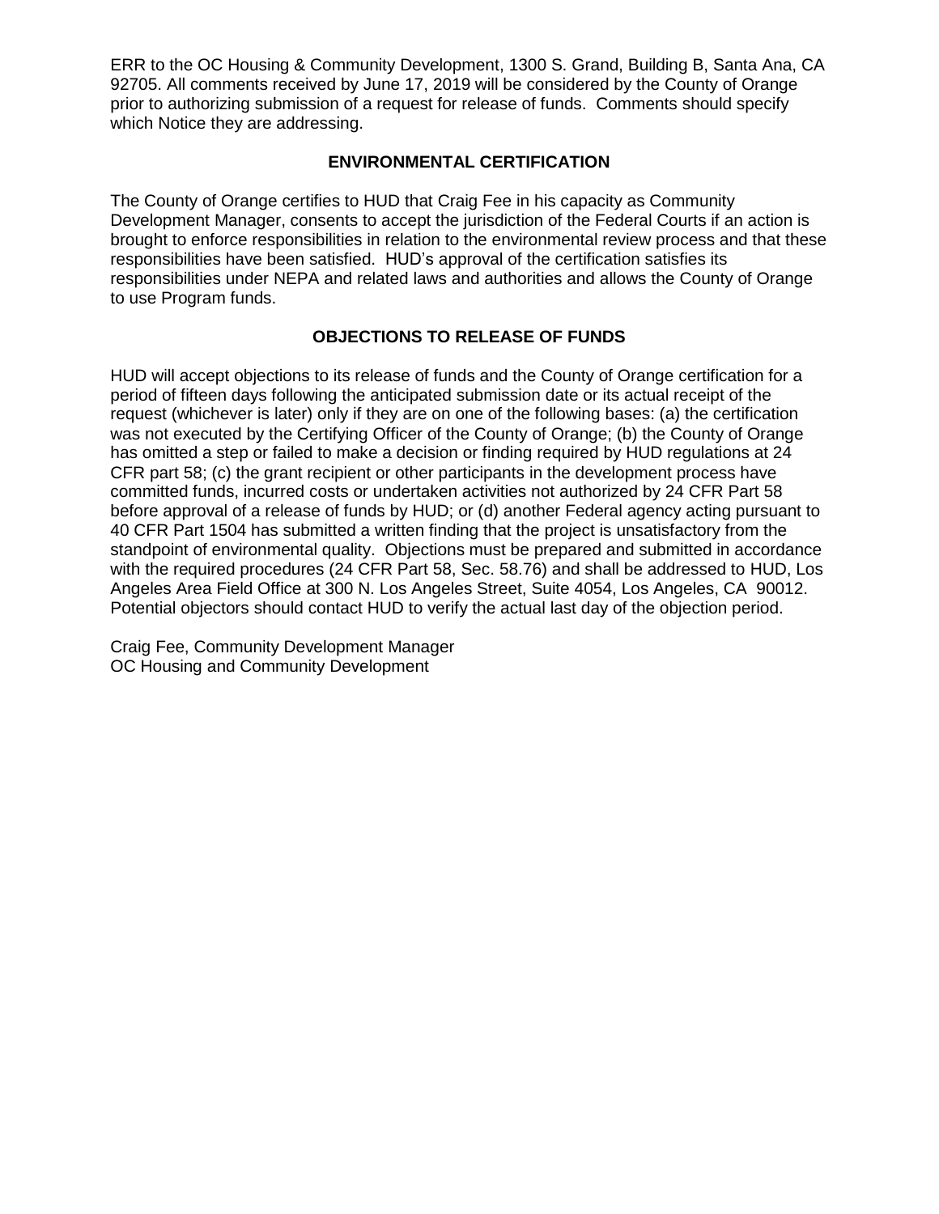ERR to the OC Housing & Community Development, 1300 S. Grand, Building B, Santa Ana, CA 92705. All comments received by June 17, 2019 will be considered by the County of Orange prior to authorizing submission of a request for release of funds. Comments should specify which Notice they are addressing.

## ENVIRONMENTAL CERTIFICATION

The County of Orange certifies to HUD that Craig Fee in his capacity as Community Development Manager, consents to accept the jurisdiction of the Federal Courts if an action is brought to enforce responsibilities in relation to the environmental review process and that these responsibilities have been satisfied. HUD's approval of the certification satisfies its responsibilities under NEPA and related laws and authorities and allows the County of Orange to use Program funds.

## OBJECTIONS TO RELEASE OF FUNDS

HUD will accept objections to its release of funds and the County of Orange certification for a period of fifteen days following the anticipated submission date or its actual receipt of the request (whichever is later) only if they are on one of the following bases: (a) the certification was not executed by the Certifying Officer of the County of Orange; (b) the County of Orange has omitted a step or failed to make a decision or finding required by HUD regulations at 24 CFR part 58; (c) the grant recipient or other participants in the development process have committed funds, incurred costs or undertaken activities not authorized by 24 CFR Part 58 before approval of a release of funds by HUD; or (d) another Federal agency acting pursuant to 40 CFR Part 1504 has submitted a written finding that the project is unsatisfactory from the standpoint of environmental quality. Objections must be prepared and submitted in accordance with the required procedures (24 CFR Part 58, Sec. 58.76) and shall be addressed to HUD, Los Angeles Area Field Office at 300 N. Los Angeles Street, Suite 4054, Los Angeles, CA 90012. Potential objectors should contact HUD to verify the actual last day of the objection period.

Craig Fee, Community Development Manager
OC Housing and Community Development